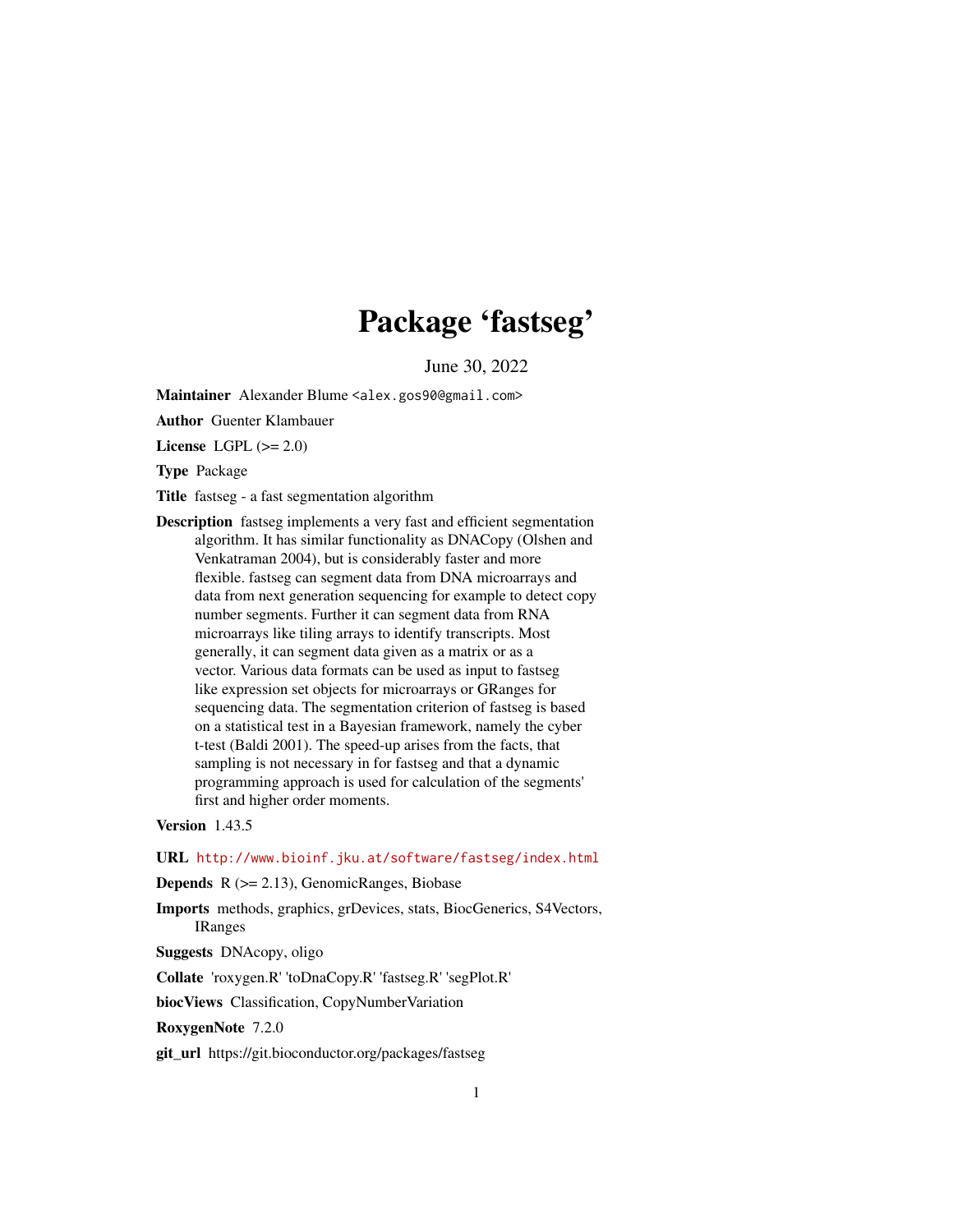# Package 'fastseg'

June 30, 2022

**Maintainer** Alexander Blume <alex.gos90@gmail.com>

**Author** Guenter Klambauer

**License** LGPL (>= 2.0)

**Type** Package

**Title** fastseg - a fast segmentation algorithm

**Description** fastseg implements a very fast and efficient segmentation algorithm. It has similar functionality as DNACopy (Olshen and Venkatraman 2004), but is considerably faster and more flexible. fastseg can segment data from DNA microarrays and data from next generation sequencing for example to detect copy number segments. Further it can segment data from RNA microarrays like tiling arrays to identify transcripts. Most generally, it can segment data given as a matrix or as a vector. Various data formats can be used as input to fastseg like expression set objects for microarrays or GRanges for sequencing data. The segmentation criterion of fastseg is based on a statistical test in a Bayesian framework, namely the cyber t-test (Baldi 2001). The speed-up arises from the facts, that sampling is not necessary in for fastseg and that a dynamic programming approach is used for calculation of the segments' first and higher order moments.

**Version** 1.43.5

**URL** http://www.bioinf.jku.at/software/fastseg/index.html

**Depends** R (>= 2.13), GenomicRanges, Biobase

**Imports** methods, graphics, grDevices, stats, BiocGenerics, S4Vectors, IRanges

**Suggests** DNAcopy, oligo

**Collate** 'roxygen.R' 'toDnaCopy.R' 'fastseg.R' 'segPlot.R'

**biocViews** Classification, CopyNumberVariation

**RoxygenNote** 7.2.0

**git_url** https://git.bioconductor.org/packages/fastseg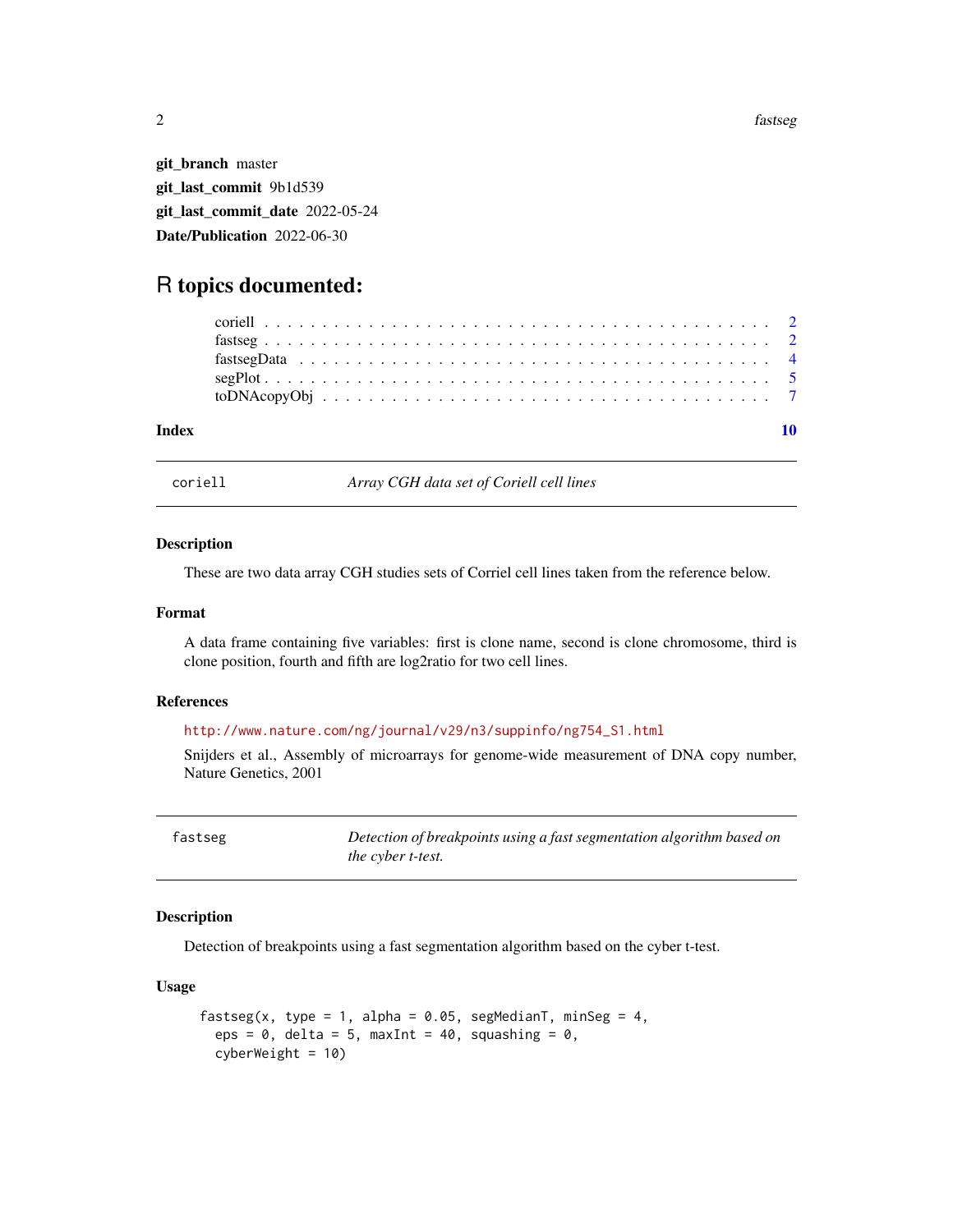**git_branch** master

**git_last_commit** 9b1d539

**git_last_commit_date** 2022-05-24

**Date/Publication** 2022-06-30

# R topics documented:

coriell . . . . . . . . . . . . . . . . . . . . . . . . . . . . . . . . . . . . . . . . 2
fastseg . . . . . . . . . . . . . . . . . . . . . . . . . . . . . . . . . . . . . . . . 2
fastsegData . . . . . . . . . . . . . . . . . . . . . . . . . . . . . . . . . . . . . . 4
segPlot . . . . . . . . . . . . . . . . . . . . . . . . . . . . . . . . . . . . . . . . 5
toDNAcopyObj . . . . . . . . . . . . . . . . . . . . . . . . . . . . . . . . . . . . . 7

**Index** 10

---

`coriell` *Array CGH data set of Coriell cell lines*

---

### Description

These are two data array CGH studies sets of Corriel cell lines taken from the reference below.

### Format

A data frame containing five variables: first is clone name, second is clone chromosome, third is clone position, fourth and fifth are log2ratio for two cell lines.

### References

http://www.nature.com/ng/journal/v29/n3/suppinfo/ng754_S1.html

Snijders et al., Assembly of microarrays for genome-wide measurement of DNA copy number, Nature Genetics, 2001

---

`fastseg` *Detection of breakpoints using a fast segmentation algorithm based on the cyber t-test.*

---

### Description

Detection of breakpoints using a fast segmentation algorithm based on the cyber t-test.

### Usage

```
fastseg(x, type = 1, alpha = 0.05, segMedianT, minSeg = 4,
  eps = 0, delta = 5, maxInt = 40, squashing = 0,
  cyberWeight = 10)
```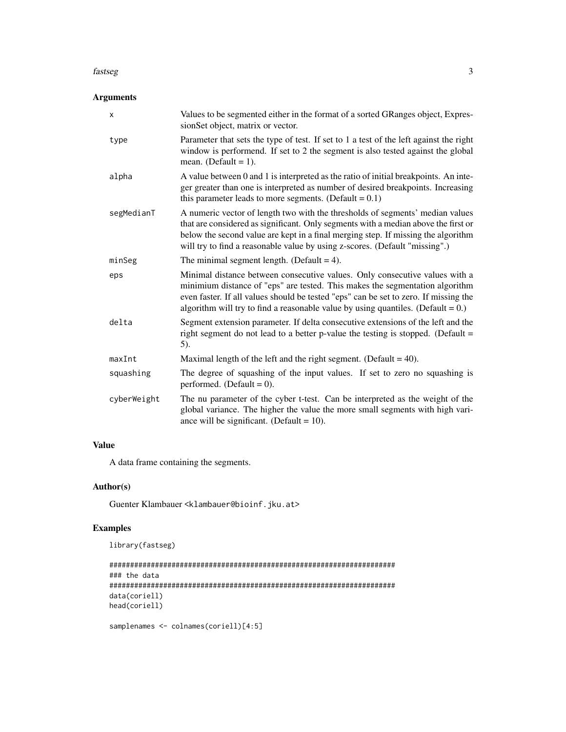## Arguments

| | |
|---|---|
| `x` | Values to be segmented either in the format of a sorted GRanges object, ExpressionSet object, matrix or vector. |
| `type` | Parameter that sets the type of test. If set to 1 a test of the left against the right window is performend. If set to 2 the segment is also tested against the global mean. (Default = 1). |
| `alpha` | A value between 0 and 1 is interpreted as the ratio of initial breakpoints. An integer greater than one is interpreted as number of desired breakpoints. Increasing this parameter leads to more segments. (Default = 0.1) |
| `segMedianT` | A numeric vector of length two with the thresholds of segments' median values that are considered as significant. Only segments with a median above the first or below the second value are kept in a final merging step. If missing the algorithm will try to find a reasonable value by using z-scores. (Default "missing".) |
| `minSeg` | The minimal segment length. (Default = 4). |
| `eps` | Minimal distance between consecutive values. Only consecutive values with a minimium distance of "eps" are tested. This makes the segmentation algorithm even faster. If all values should be tested "eps" can be set to zero. If missing the algorithm will try to find a reasonable value by using quantiles. (Default = 0.) |
| `delta` | Segment extension parameter. If delta consecutive extensions of the left and the right segment do not lead to a better p-value the testing is stopped. (Default = 5). |
| `maxInt` | Maximal length of the left and the right segment. (Default = 40). |
| `squashing` | The degree of squashing of the input values. If set to zero no squashing is performed. (Default = 0). |
| `cyberWeight` | The nu parameter of the cyber t-test. Can be interpreted as the weight of the global variance. The higher the value the more small segments with high variance will be significant. (Default = 10). |

## Value

A data frame containing the segments.

## Author(s)

Guenter Klambauer <klambauer@bioinf.jku.at>

## Examples

```
library(fastseg)

#####################################################################
### the data
#####################################################################
data(coriell)
head(coriell)

samplenames <- colnames(coriell)[4:5]
```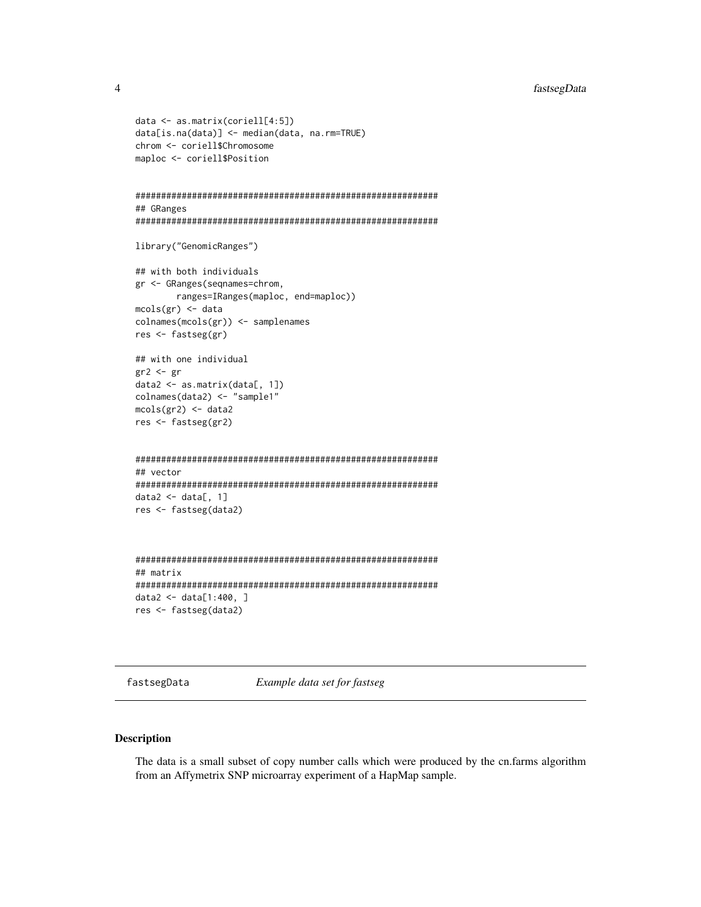```
data <- as.matrix(coriell[4:5])
data[is.na(data)] <- median(data, na.rm=TRUE)
chrom <- coriell$Chromosome
maploc <- coriell$Position


###########################################################
## GRanges
###########################################################

library("GenomicRanges")

## with both individuals
gr <- GRanges(seqnames=chrom,
       ranges=IRanges(maploc, end=maploc))
mcols(gr) <- data
colnames(mcols(gr)) <- samplenames
res <- fastseg(gr)

## with one individual
gr2 <- gr
data2 <- as.matrix(data[, 1])
colnames(data2) <- "sample1"
mcols(gr2) <- data2
res <- fastseg(gr2)


###########################################################
## vector
###########################################################
data2 <- data[, 1]
res <- fastseg(data2)


###########################################################
## matrix
###########################################################
data2 <- data[1:400, ]
res <- fastseg(data2)
```

---

fastsegData — *Example data set for fastseg*

---

## Description

The data is a small subset of copy number calls which were produced by the cn.farms algorithm from an Affymetrix SNP microarray experiment of a HapMap sample.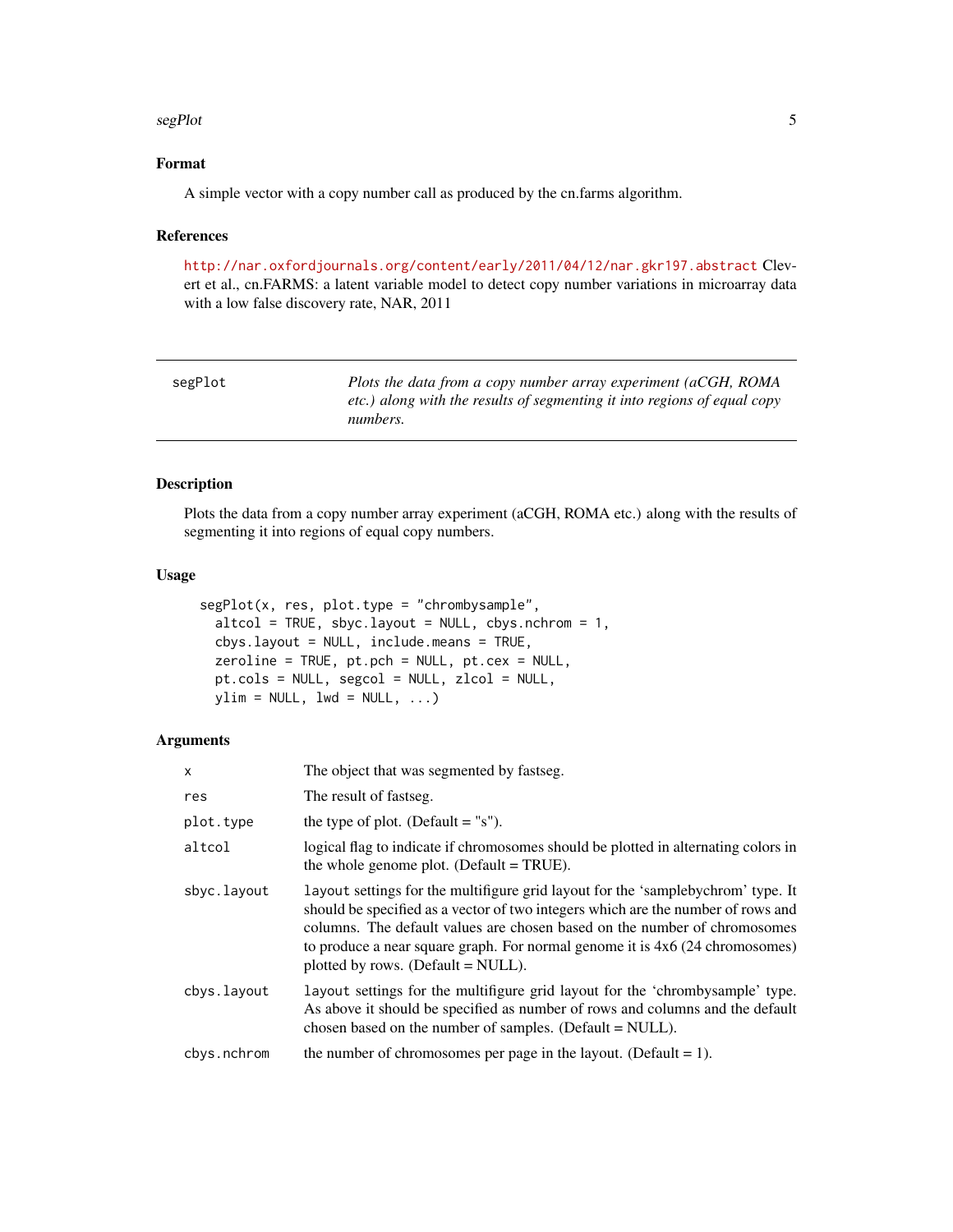### Format

A simple vector with a copy number call as produced by the cn.farms algorithm.

### References

http://nar.oxfordjournals.org/content/early/2011/04/12/nar.gkr197.abstract Clevert et al., cn.FARMS: a latent variable model to detect copy number variations in microarray data with a low false discovery rate, NAR, 2011

---

## segPlot

*Plots the data from a copy number array experiment (aCGH, ROMA etc.) along with the results of segmenting it into regions of equal copy numbers.*

---

### Description

Plots the data from a copy number array experiment (aCGH, ROMA etc.) along with the results of segmenting it into regions of equal copy numbers.

### Usage

```
segPlot(x, res, plot.type = "chrombysample",
  altcol = TRUE, sbyc.layout = NULL, cbys.nchrom = 1,
  cbys.layout = NULL, include.means = TRUE,
  zeroline = TRUE, pt.pch = NULL, pt.cex = NULL,
  pt.cols = NULL, segcol = NULL, zlcol = NULL,
  ylim = NULL, lwd = NULL, ...)
```

### Arguments

| | |
|---|---|
| x | The object that was segmented by fastseg. |
| res | The result of fastseg. |
| plot.type | the type of plot. (Default = "s"). |
| altcol | logical flag to indicate if chromosomes should be plotted in alternating colors in the whole genome plot. (Default = TRUE). |
| sbyc.layout | layout settings for the multifigure grid layout for the 'samplebychrom' type. It should be specified as a vector of two integers which are the number of rows and columns. The default values are chosen based on the number of chromosomes to produce a near square graph. For normal genome it is 4x6 (24 chromosomes) plotted by rows. (Default = NULL). |
| cbys.layout | layout settings for the multifigure grid layout for the 'chrombysample' type. As above it should be specified as number of rows and columns and the default chosen based on the number of samples. (Default = NULL). |
| cbys.nchrom | the number of chromosomes per page in the layout. (Default = 1). |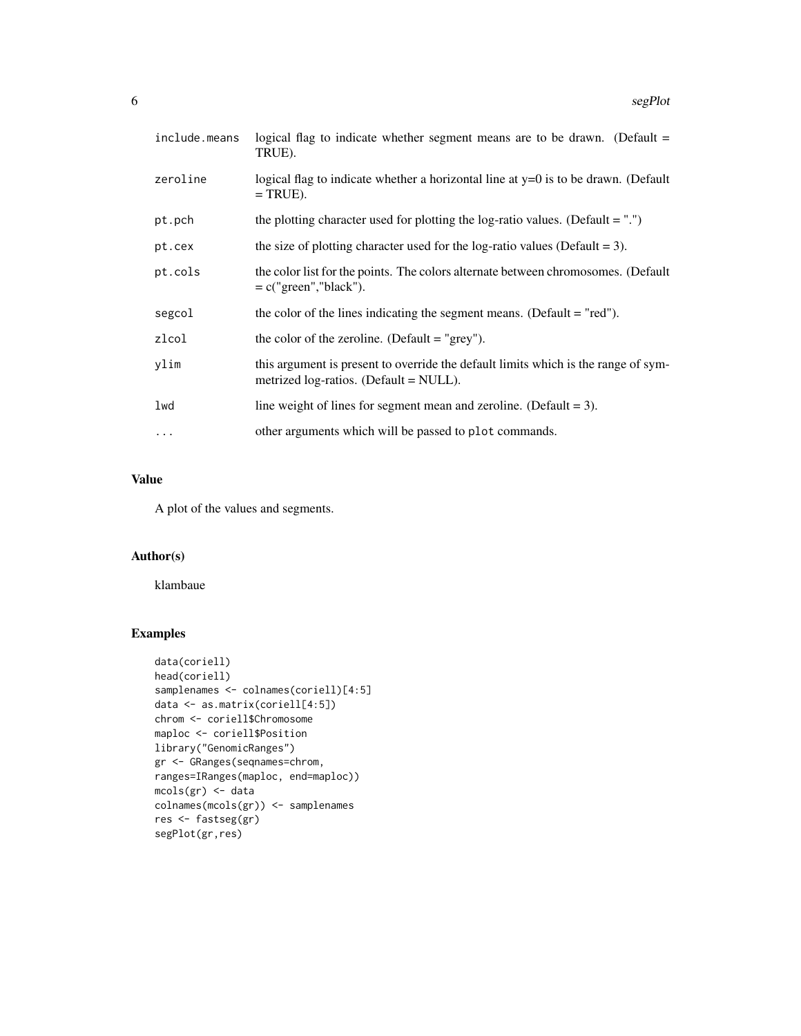| | |
|---|---|
| include.means | logical flag to indicate whether segment means are to be drawn. (Default = TRUE). |
| zeroline | logical flag to indicate whether a horizontal line at y=0 is to be drawn. (Default = TRUE). |
| pt.pch | the plotting character used for plotting the log-ratio values. (Default = ".") |
| pt.cex | the size of plotting character used for the log-ratio values (Default = 3). |
| pt.cols | the color list for the points. The colors alternate between chromosomes. (Default = c("green","black"). |
| segcol | the color of the lines indicating the segment means. (Default = "red"). |
| zlcol | the color of the zeroline. (Default = "grey"). |
| ylim | this argument is present to override the default limits which is the range of symmetrized log-ratios. (Default = NULL). |
| lwd | line weight of lines for segment mean and zeroline. (Default = 3). |
| ... | other arguments which will be passed to plot commands. |

## Value

A plot of the values and segments.

## Author(s)

klambaue

## Examples

```
data(coriell)
head(coriell)
samplenames <- colnames(coriell)[4:5]
data <- as.matrix(coriell[4:5])
chrom <- coriell$Chromosome
maploc <- coriell$Position
library("GenomicRanges")
gr <- GRanges(seqnames=chrom,
ranges=IRanges(maploc, end=maploc))
mcols(gr) <- data
colnames(mcols(gr)) <- samplenames
res <- fastseg(gr)
segPlot(gr,res)
```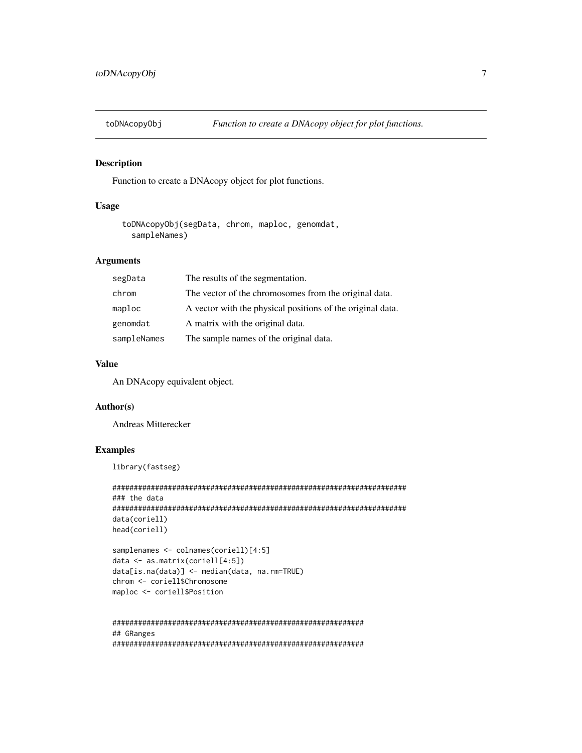## toDNAcopyObj — *Function to create a DNAcopy object for plot functions.*

### Description

Function to create a DNAcopy object for plot functions.

### Usage

```
toDNAcopyObj(segData, chrom, maploc, genomdat,
  sampleNames)
```

### Arguments

| | |
|---|---|
| segData | The results of the segmentation. |
| chrom | The vector of the chromosomes from the original data. |
| maploc | A vector with the physical positions of the original data. |
| genomdat | A matrix with the original data. |
| sampleNames | The sample names of the original data. |

### Value

An DNAcopy equivalent object.

### Author(s)

Andreas Mitterecker

### Examples

```
library(fastseg)

#####################################################################
### the data
#####################################################################
data(coriell)
head(coriell)

samplenames <- colnames(coriell)[4:5]
data <- as.matrix(coriell[4:5])
data[is.na(data)] <- median(data, na.rm=TRUE)
chrom <- coriell$Chromosome
maploc <- coriell$Position


###########################################################
## GRanges
###########################################################
```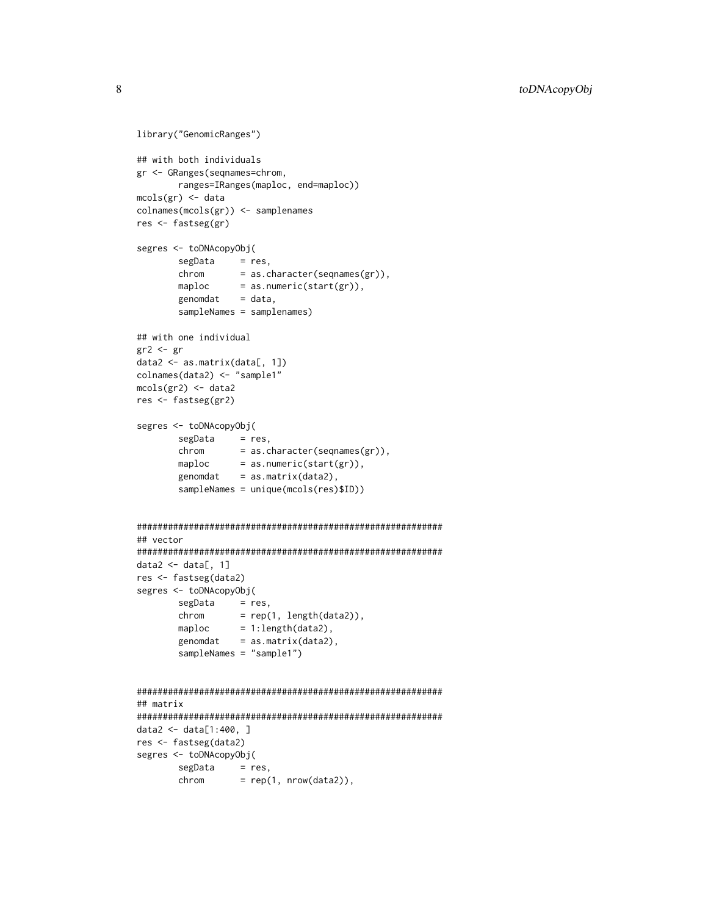```
library("GenomicRanges")

## with both individuals
gr <- GRanges(seqnames=chrom,
        ranges=IRanges(maploc, end=maploc))
mcols(gr) <- data
colnames(mcols(gr)) <- samplenames
res <- fastseg(gr)

segres <- toDNAcopyObj(
        segData     = res,
        chrom       = as.character(seqnames(gr)),
        maploc      = as.numeric(start(gr)),
        genomdat    = data,
        sampleNames = samplenames)

## with one individual
gr2 <- gr
data2 <- as.matrix(data[, 1])
colnames(data2) <- "sample1"
mcols(gr2) <- data2
res <- fastseg(gr2)

segres <- toDNAcopyObj(
        segData     = res,
        chrom       = as.character(seqnames(gr)),
        maploc      = as.numeric(start(gr)),
        genomdat    = as.matrix(data2),
        sampleNames = unique(mcols(res)$ID))


############################################################
## vector
############################################################
data2 <- data[, 1]
res <- fastseg(data2)
segres <- toDNAcopyObj(
        segData     = res,
        chrom       = rep(1, length(data2)),
        maploc      = 1:length(data2),
        genomdat    = as.matrix(data2),
        sampleNames = "sample1")


############################################################
## matrix
############################################################
data2 <- data[1:400, ]
res <- fastseg(data2)
segres <- toDNAcopyObj(
        segData     = res,
        chrom       = rep(1, nrow(data2)),
```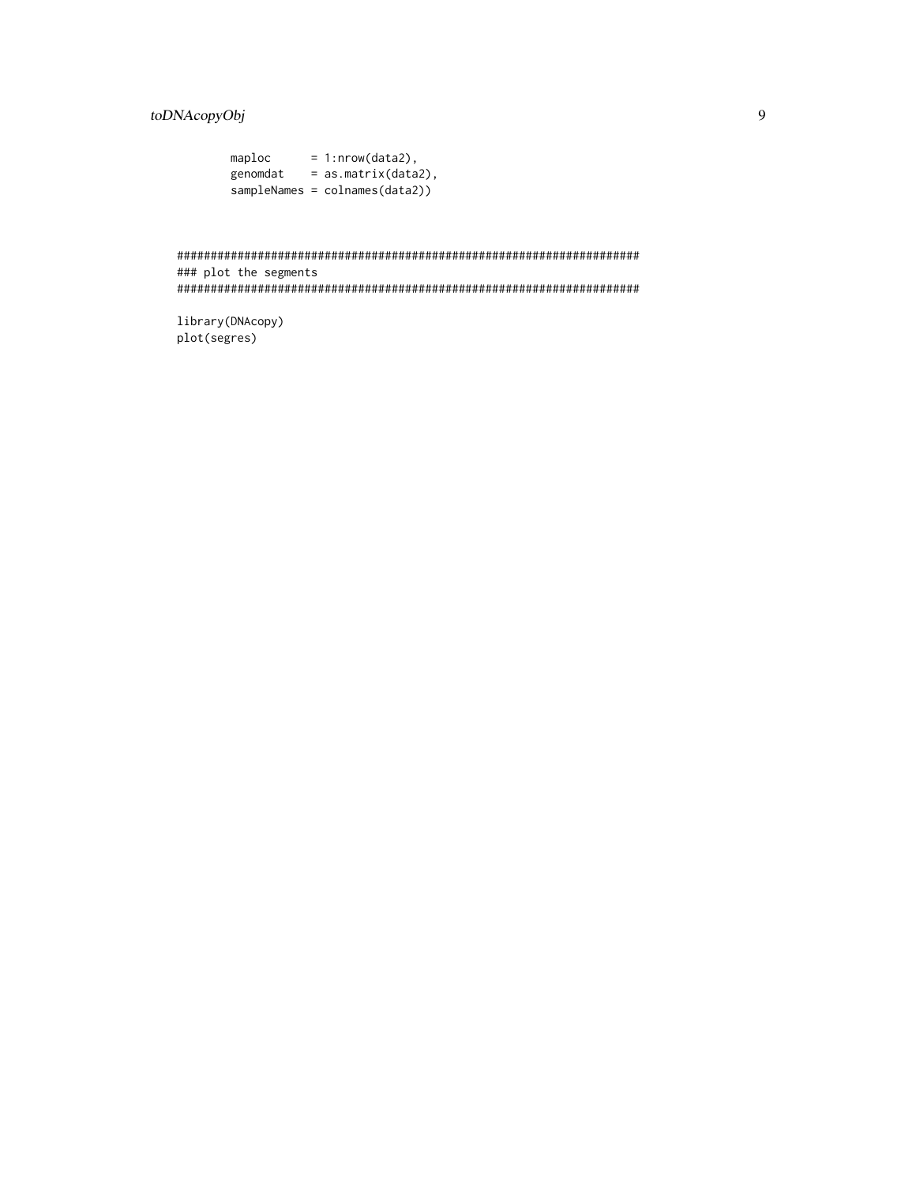```
        maploc      = 1:nrow(data2),
        genomdat    = as.matrix(data2),
        sampleNames = colnames(data2))


####################################################################
### plot the segments
####################################################################

library(DNAcopy)
plot(segres)
```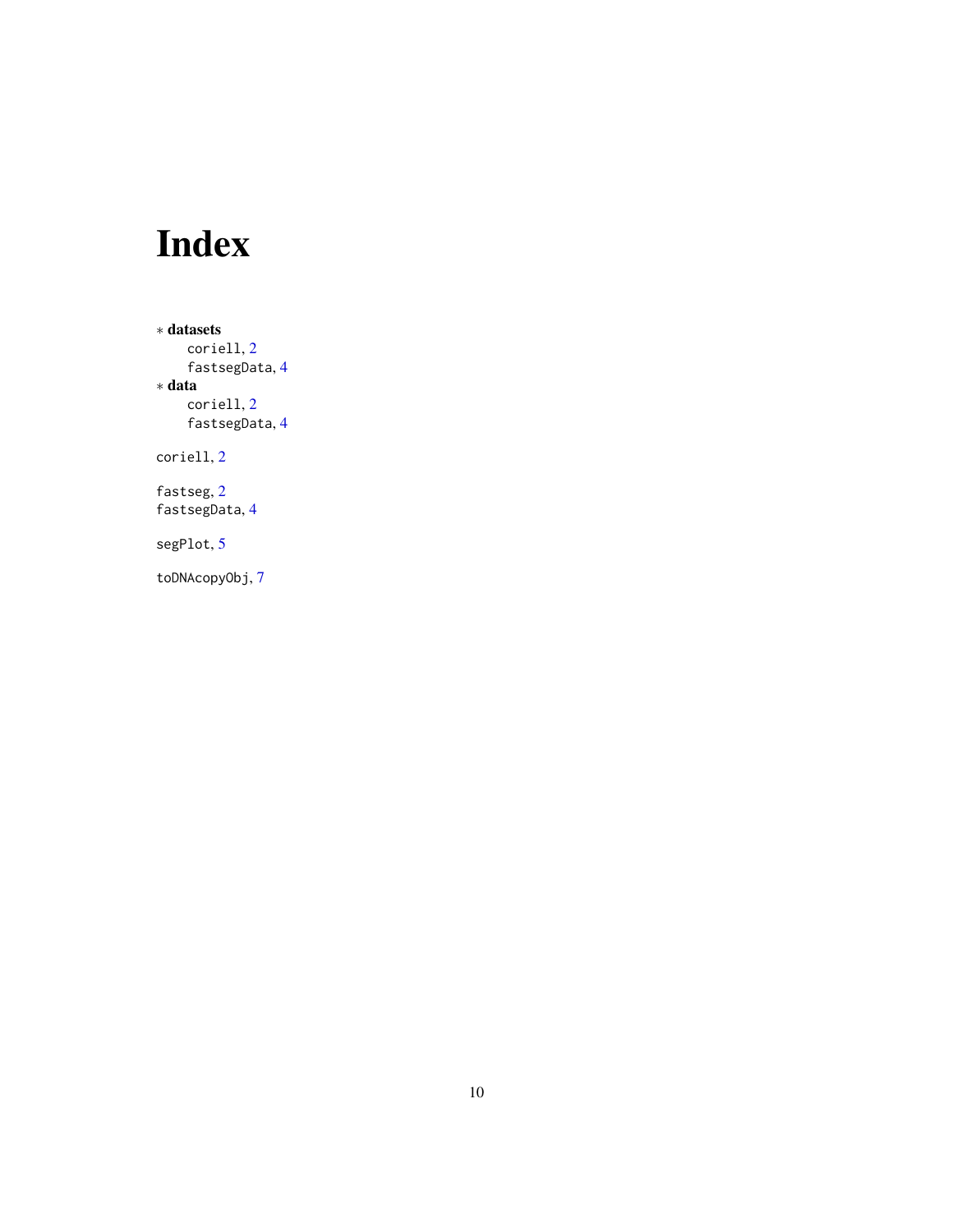# Index

∗ **datasets**
    coriell, 2
    fastsegData, 4
∗ **data**
    coriell, 2
    fastsegData, 4

coriell, 2

fastseg, 2
fastsegData, 4

segPlot, 5

toDNAcopyObj, 7